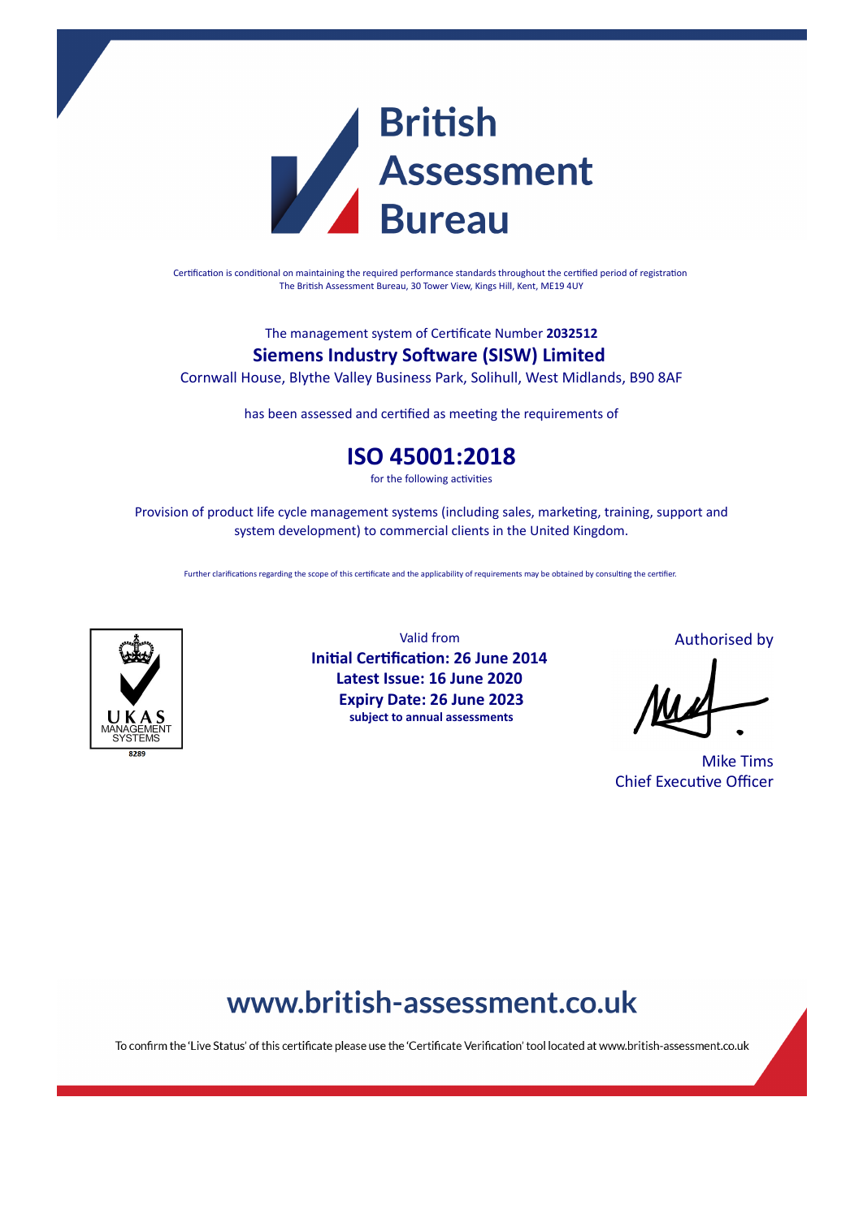# British Assessment Bureau

Certification is conditional on maintaining the required performance standards throughout the certified period of registration
The British Assessment Bureau, 30 Tower View, Kings Hill, Kent, ME19 4UY

The management system of Certificate Number **2032512**

## Siemens Industry Software (SISW) Limited

Cornwall House, Blythe Valley Business Park, Solihull, West Midlands, B90 8AF

has been assessed and certified as meeting the requirements of

## ISO 45001:2018

for the following activities

Provision of product life cycle management systems (including sales, marketing, training, support and system development) to commercial clients in the United Kingdom.

Further clarifications regarding the scope of this certificate and the applicability of requirements may be obtained by consulting the certifier.

UKAS MANAGEMENT SYSTEMS
8289

Valid from
**Initial Certification: 26 June 2014**
**Latest Issue: 16 June 2020**
**Expiry Date: 26 June 2023**
**subject to annual assessments**

Authorised by

Mike Tims
Chief Executive Officer

**www.british-assessment.co.uk**

To confirm the 'Live Status' of this certificate please use the 'Certificate Verification' tool located at www.british-assessment.co.uk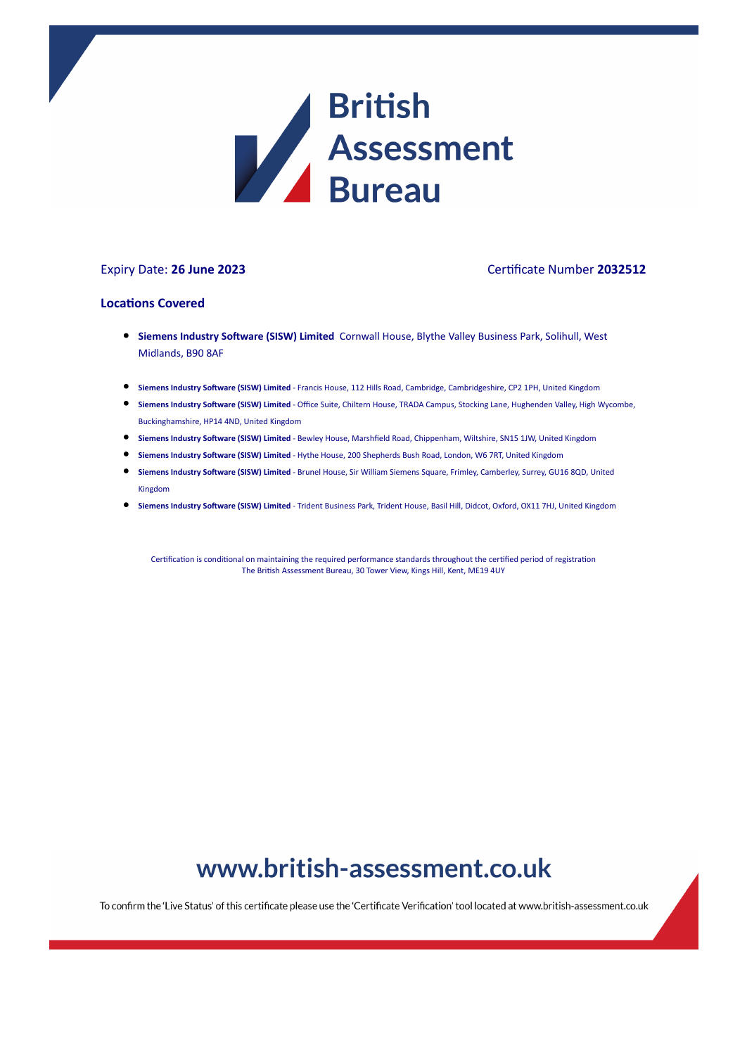# British Assessment Bureau

Expiry Date: **26 June 2023**

Certificate Number **2032512**

## Locations Covered

- **Siemens Industry Software (SISW) Limited** Cornwall House, Blythe Valley Business Park, Solihull, West Midlands, B90 8AF
- **Siemens Industry Software (SISW) Limited** - Francis House, 112 Hills Road, Cambridge, Cambridgeshire, CP2 1PH, United Kingdom
- **Siemens Industry Software (SISW) Limited** - Office Suite, Chiltern House, TRADA Campus, Stocking Lane, Hughenden Valley, High Wycombe, Buckinghamshire, HP14 4ND, United Kingdom
- **Siemens Industry Software (SISW) Limited** - Bewley House, Marshfield Road, Chippenham, Wiltshire, SN15 1JW, United Kingdom
- **Siemens Industry Software (SISW) Limited** - Hythe House, 200 Shepherds Bush Road, London, W6 7RT, United Kingdom
- **Siemens Industry Software (SISW) Limited** - Brunel House, Sir William Siemens Square, Frimley, Camberley, Surrey, GU16 8QD, United Kingdom
- **Siemens Industry Software (SISW) Limited** - Trident Business Park, Trident House, Basil Hill, Didcot, Oxford, OX11 7HJ, United Kingdom

Certification is conditional on maintaining the required performance standards throughout the certified period of registration
The British Assessment Bureau, 30 Tower View, Kings Hill, Kent, ME19 4UY

**www.british-assessment.co.uk**

To confirm the 'Live Status' of this certificate please use the 'Certificate Verification' tool located at www.british-assessment.co.uk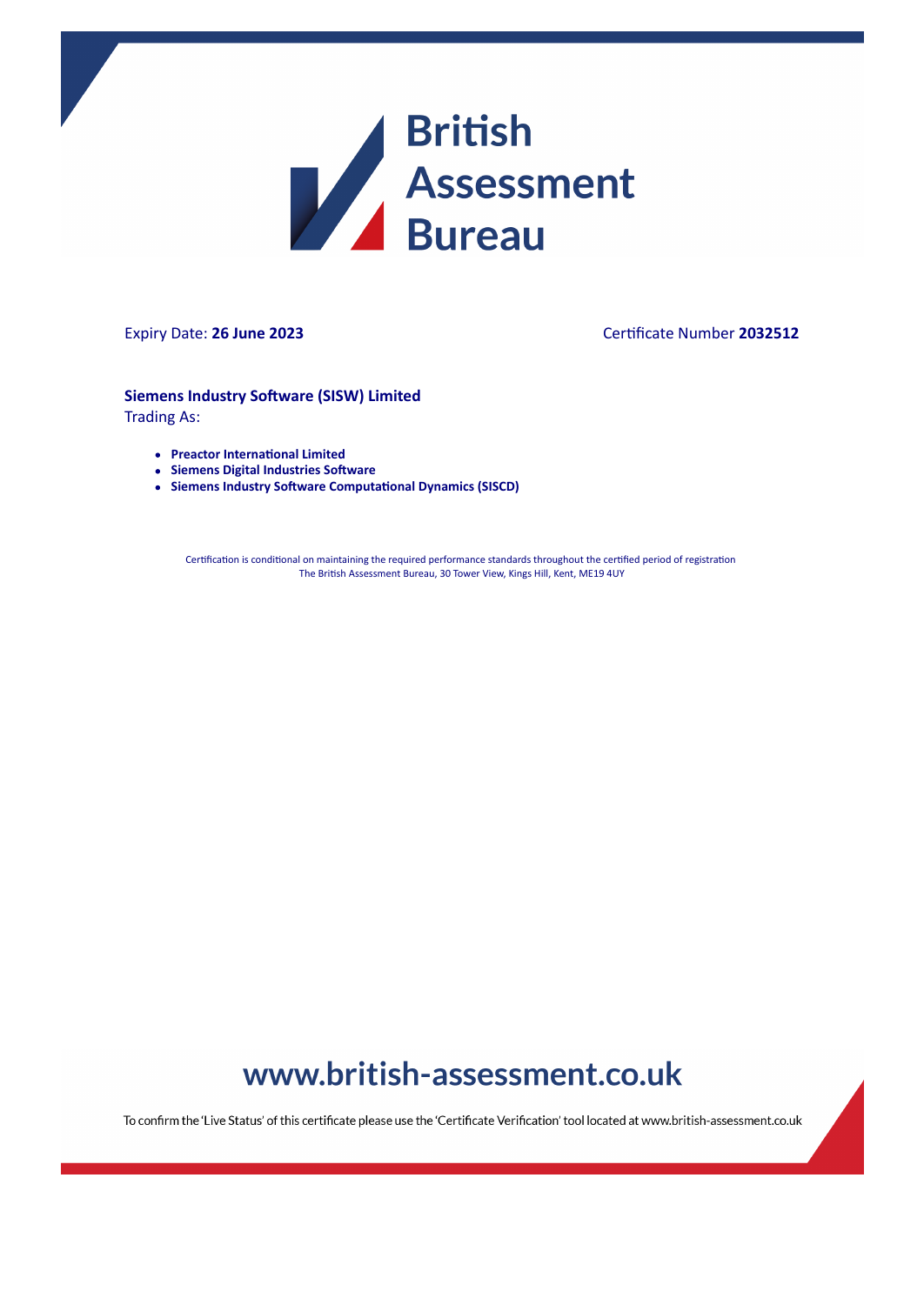# British Assessment Bureau

Expiry Date: **26 June 2023**

Certificate Number **2032512**

**Siemens Industry Software (SISW) Limited**
Trading As:

- **Preactor International Limited**
- **Siemens Digital Industries Software**
- **Siemens Industry Software Computational Dynamics (SISCD)**

Certification is conditional on maintaining the required performance standards throughout the certified period of registration
The British Assessment Bureau, 30 Tower View, Kings Hill, Kent, ME19 4UY

**www.british-assessment.co.uk**

To confirm the 'Live Status' of this certificate please use the 'Certificate Verification' tool located at www.british-assessment.co.uk